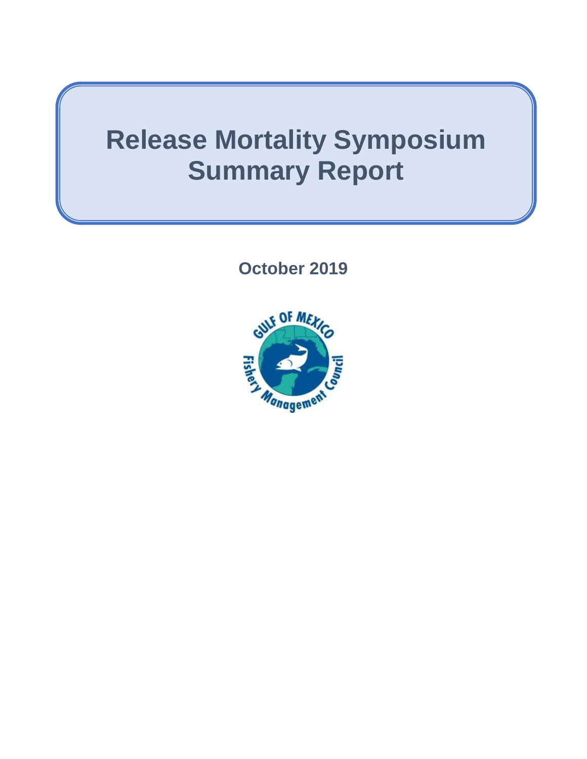# Release Mortality Symposium Summary Report

**October 2019**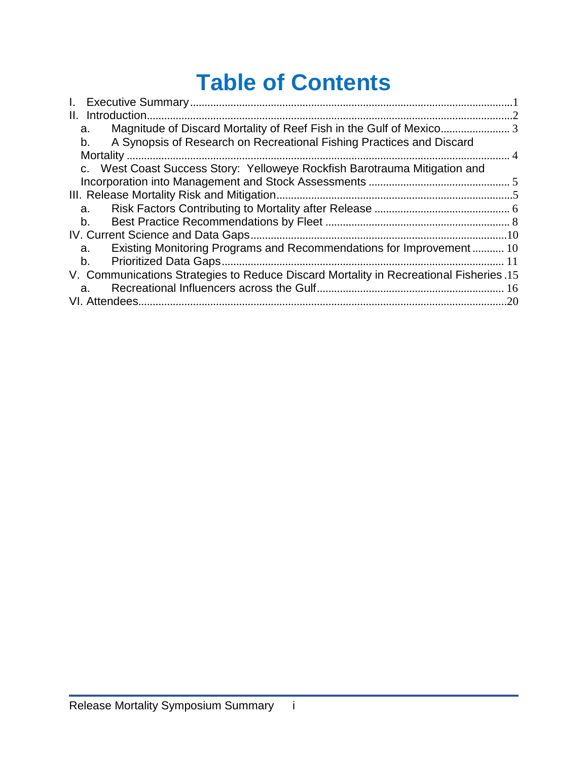# Table of Contents

I. Executive Summary ..... 1

II. Introduction ..... 2

- a. Magnitude of Discard Mortality of Reef Fish in the Gulf of Mexico ..... 3
- b. A Synopsis of Research on Recreational Fishing Practices and Discard Mortality ..... 4
- c. West Coast Success Story: Yelloweye Rockfish Barotrauma Mitigation and Incorporation into Management and Stock Assessments ..... 5

III. Release Mortality Risk and Mitigation ..... 5

- a. Risk Factors Contributing to Mortality after Release ..... 6
- b. Best Practice Recommendations by Fleet ..... 8

IV. Current Science and Data Gaps ..... 10

- a. Existing Monitoring Programs and Recommendations for Improvement ..... 10
- b. Prioritized Data Gaps ..... 11

V. Communications Strategies to Reduce Discard Mortality in Recreational Fisheries ..... 15

- a. Recreational Influencers across the Gulf ..... 16

VI. Attendees ..... 20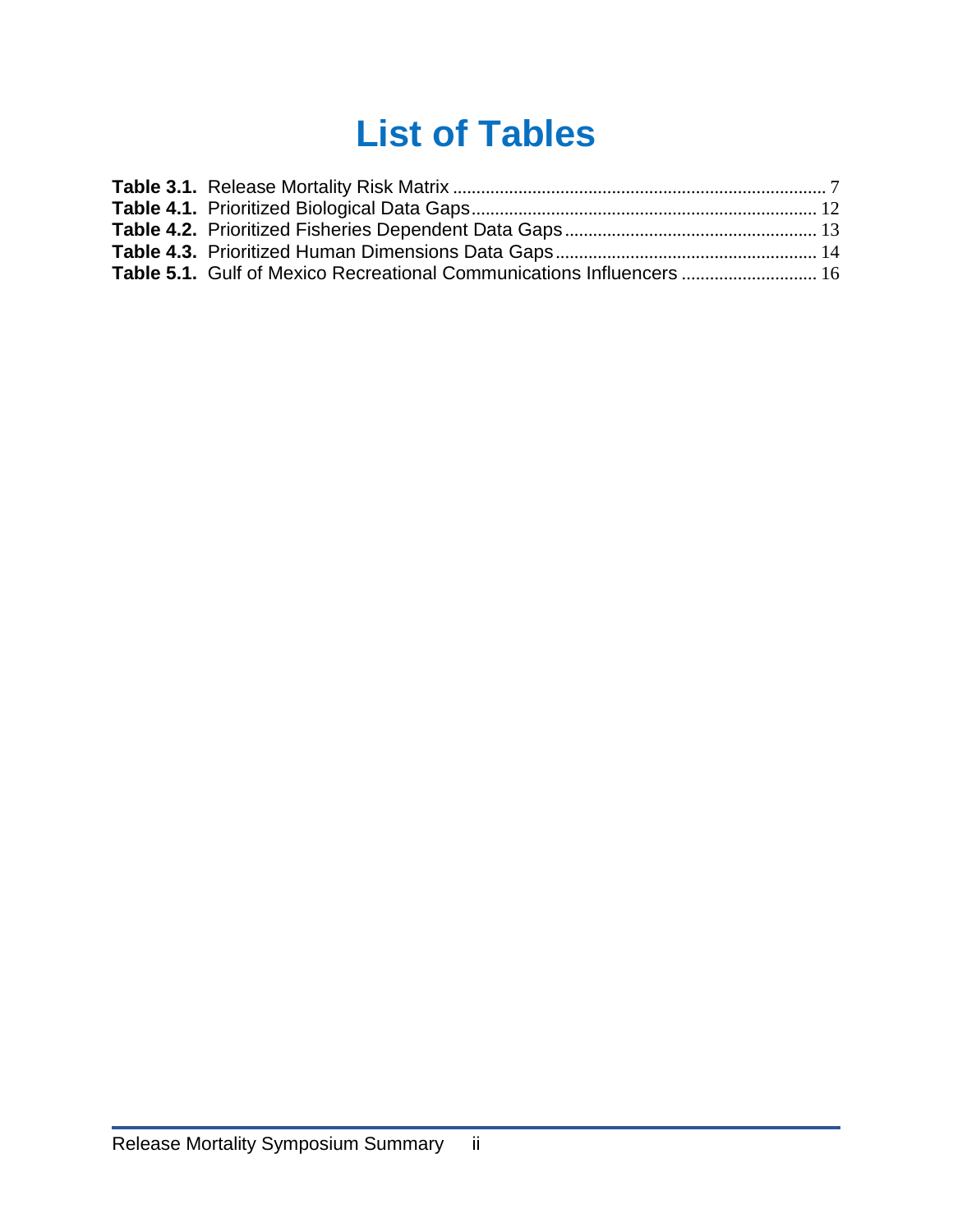# List of Tables

**Table 3.1.** Release Mortality Risk Matrix ................................................................................ 7
**Table 4.1.** Prioritized Biological Data Gaps........................................................................ 12
**Table 4.2.** Prioritized Fisheries Dependent Data Gaps..................................................... 13
**Table 4.3.** Prioritized Human Dimensions Data Gaps....................................................... 14
**Table 5.1.** Gulf of Mexico Recreational Communications Influencers ............................ 16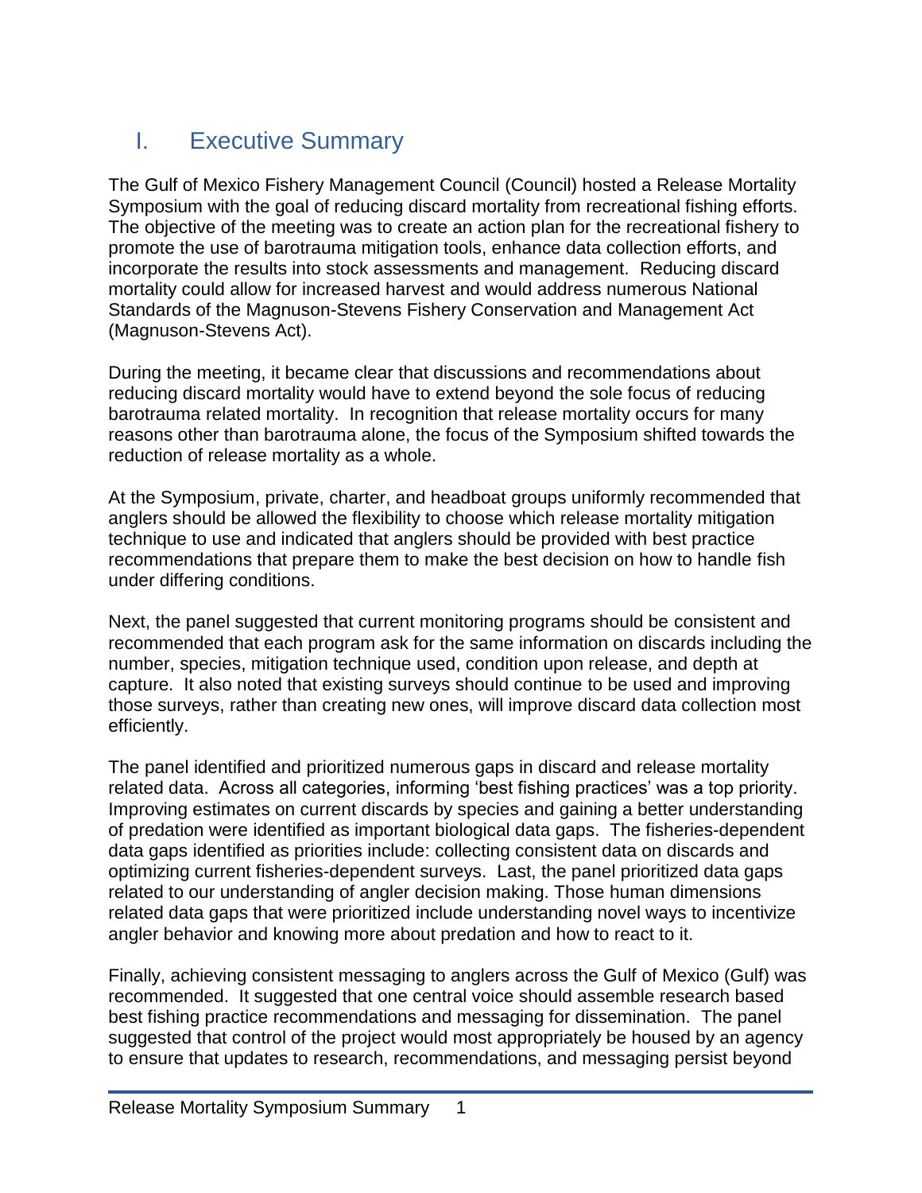# I. Executive Summary

The Gulf of Mexico Fishery Management Council (Council) hosted a Release Mortality Symposium with the goal of reducing discard mortality from recreational fishing efforts. The objective of the meeting was to create an action plan for the recreational fishery to promote the use of barotrauma mitigation tools, enhance data collection efforts, and incorporate the results into stock assessments and management. Reducing discard mortality could allow for increased harvest and would address numerous National Standards of the Magnuson-Stevens Fishery Conservation and Management Act (Magnuson-Stevens Act).

During the meeting, it became clear that discussions and recommendations about reducing discard mortality would have to extend beyond the sole focus of reducing barotrauma related mortality. In recognition that release mortality occurs for many reasons other than barotrauma alone, the focus of the Symposium shifted towards the reduction of release mortality as a whole.

At the Symposium, private, charter, and headboat groups uniformly recommended that anglers should be allowed the flexibility to choose which release mortality mitigation technique to use and indicated that anglers should be provided with best practice recommendations that prepare them to make the best decision on how to handle fish under differing conditions.

Next, the panel suggested that current monitoring programs should be consistent and recommended that each program ask for the same information on discards including the number, species, mitigation technique used, condition upon release, and depth at capture. It also noted that existing surveys should continue to be used and improving those surveys, rather than creating new ones, will improve discard data collection most efficiently.

The panel identified and prioritized numerous gaps in discard and release mortality related data. Across all categories, informing 'best fishing practices' was a top priority. Improving estimates on current discards by species and gaining a better understanding of predation were identified as important biological data gaps. The fisheries-dependent data gaps identified as priorities include: collecting consistent data on discards and optimizing current fisheries-dependent surveys. Last, the panel prioritized data gaps related to our understanding of angler decision making. Those human dimensions related data gaps that were prioritized include understanding novel ways to incentivize angler behavior and knowing more about predation and how to react to it.

Finally, achieving consistent messaging to anglers across the Gulf of Mexico (Gulf) was recommended. It suggested that one central voice should assemble research based best fishing practice recommendations and messaging for dissemination. The panel suggested that control of the project would most appropriately be housed by an agency to ensure that updates to research, recommendations, and messaging persist beyond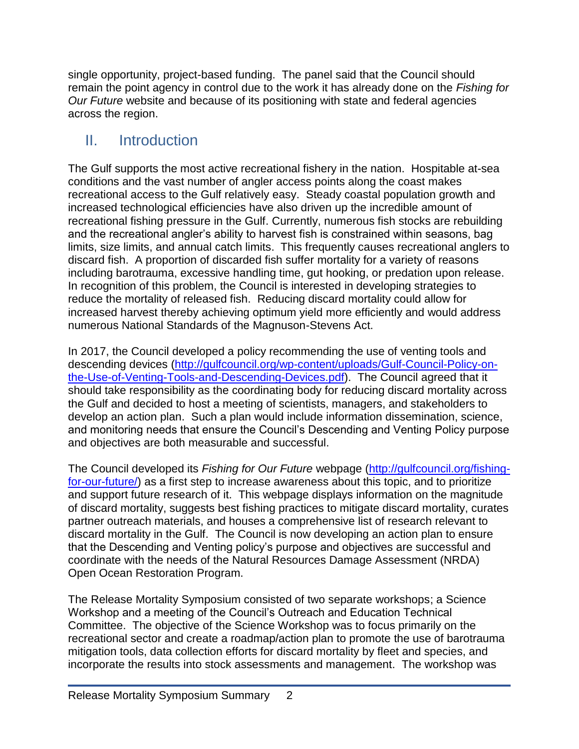single opportunity, project-based funding. The panel said that the Council should remain the point agency in control due to the work it has already done on the *Fishing for Our Future* website and because of its positioning with state and federal agencies across the region.

## II. Introduction

The Gulf supports the most active recreational fishery in the nation. Hospitable at-sea conditions and the vast number of angler access points along the coast makes recreational access to the Gulf relatively easy. Steady coastal population growth and increased technological efficiencies have also driven up the incredible amount of recreational fishing pressure in the Gulf. Currently, numerous fish stocks are rebuilding and the recreational angler's ability to harvest fish is constrained within seasons, bag limits, size limits, and annual catch limits. This frequently causes recreational anglers to discard fish. A proportion of discarded fish suffer mortality for a variety of reasons including barotrauma, excessive handling time, gut hooking, or predation upon release. In recognition of this problem, the Council is interested in developing strategies to reduce the mortality of released fish. Reducing discard mortality could allow for increased harvest thereby achieving optimum yield more efficiently and would address numerous National Standards of the Magnuson-Stevens Act.

In 2017, the Council developed a policy recommending the use of venting tools and descending devices ([http://gulfcouncil.org/wp-content/uploads/Gulf-Council-Policy-on-the-Use-of-Venting-Tools-and-Descending-Devices.pdf](http://gulfcouncil.org/wp-content/uploads/Gulf-Council-Policy-on-the-Use-of-Venting-Tools-and-Descending-Devices.pdf)). The Council agreed that it should take responsibility as the coordinating body for reducing discard mortality across the Gulf and decided to host a meeting of scientists, managers, and stakeholders to develop an action plan. Such a plan would include information dissemination, science, and monitoring needs that ensure the Council's Descending and Venting Policy purpose and objectives are both measurable and successful.

The Council developed its *Fishing for Our Future* webpage ([http://gulfcouncil.org/fishing-for-our-future/](http://gulfcouncil.org/fishing-for-our-future/)) as a first step to increase awareness about this topic, and to prioritize and support future research of it. This webpage displays information on the magnitude of discard mortality, suggests best fishing practices to mitigate discard mortality, curates partner outreach materials, and houses a comprehensive list of research relevant to discard mortality in the Gulf. The Council is now developing an action plan to ensure that the Descending and Venting policy's purpose and objectives are successful and coordinate with the needs of the Natural Resources Damage Assessment (NRDA) Open Ocean Restoration Program.

The Release Mortality Symposium consisted of two separate workshops; a Science Workshop and a meeting of the Council's Outreach and Education Technical Committee. The objective of the Science Workshop was to focus primarily on the recreational sector and create a roadmap/action plan to promote the use of barotrauma mitigation tools, data collection efforts for discard mortality by fleet and species, and incorporate the results into stock assessments and management. The workshop was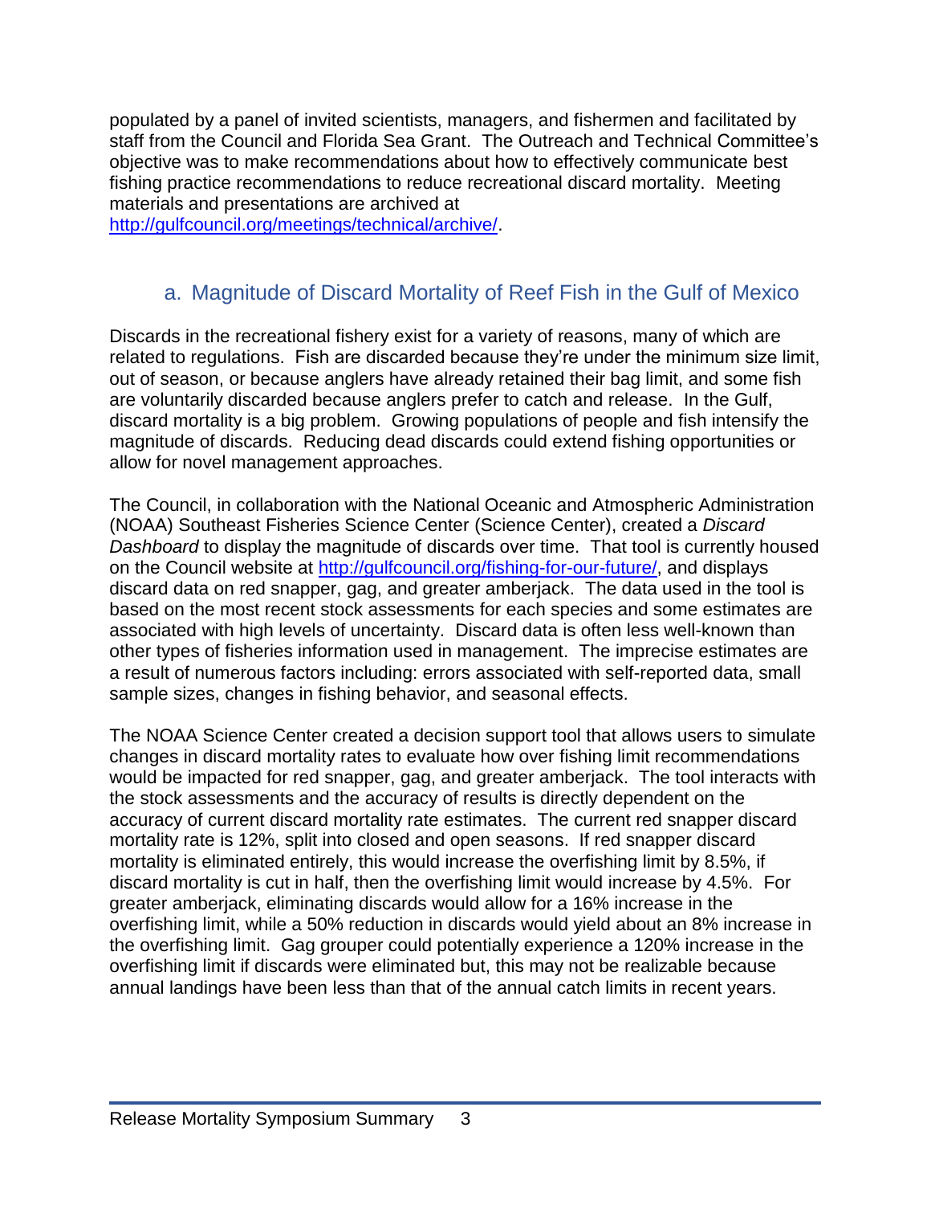populated by a panel of invited scientists, managers, and fishermen and facilitated by staff from the Council and Florida Sea Grant. The Outreach and Technical Committee's objective was to make recommendations about how to effectively communicate best fishing practice recommendations to reduce recreational discard mortality. Meeting materials and presentations are archived at [http://gulfcouncil.org/meetings/technical/archive/](http://gulfcouncil.org/meetings/technical/archive/).

## a. Magnitude of Discard Mortality of Reef Fish in the Gulf of Mexico

Discards in the recreational fishery exist for a variety of reasons, many of which are related to regulations. Fish are discarded because they're under the minimum size limit, out of season, or because anglers have already retained their bag limit, and some fish are voluntarily discarded because anglers prefer to catch and release. In the Gulf, discard mortality is a big problem. Growing populations of people and fish intensify the magnitude of discards. Reducing dead discards could extend fishing opportunities or allow for novel management approaches.

The Council, in collaboration with the National Oceanic and Atmospheric Administration (NOAA) Southeast Fisheries Science Center (Science Center), created a *Discard Dashboard* to display the magnitude of discards over time. That tool is currently housed on the Council website at [http://gulfcouncil.org/fishing-for-our-future/](http://gulfcouncil.org/fishing-for-our-future/), and displays discard data on red snapper, gag, and greater amberjack. The data used in the tool is based on the most recent stock assessments for each species and some estimates are associated with high levels of uncertainty. Discard data is often less well-known than other types of fisheries information used in management. The imprecise estimates are a result of numerous factors including: errors associated with self-reported data, small sample sizes, changes in fishing behavior, and seasonal effects.

The NOAA Science Center created a decision support tool that allows users to simulate changes in discard mortality rates to evaluate how over fishing limit recommendations would be impacted for red snapper, gag, and greater amberjack. The tool interacts with the stock assessments and the accuracy of results is directly dependent on the accuracy of current discard mortality rate estimates. The current red snapper discard mortality rate is 12%, split into closed and open seasons. If red snapper discard mortality is eliminated entirely, this would increase the overfishing limit by 8.5%, if discard mortality is cut in half, then the overfishing limit would increase by 4.5%. For greater amberjack, eliminating discards would allow for a 16% increase in the overfishing limit, while a 50% reduction in discards would yield about an 8% increase in the overfishing limit. Gag grouper could potentially experience a 120% increase in the overfishing limit if discards were eliminated but, this may not be realizable because annual landings have been less than that of the annual catch limits in recent years.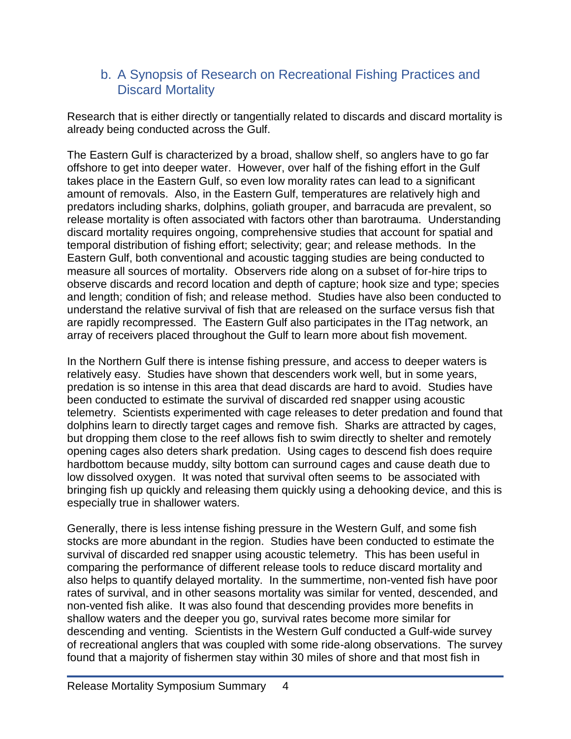## b. A Synopsis of Research on Recreational Fishing Practices and Discard Mortality

Research that is either directly or tangentially related to discards and discard mortality is already being conducted across the Gulf.

The Eastern Gulf is characterized by a broad, shallow shelf, so anglers have to go far offshore to get into deeper water. However, over half of the fishing effort in the Gulf takes place in the Eastern Gulf, so even low morality rates can lead to a significant amount of removals. Also, in the Eastern Gulf, temperatures are relatively high and predators including sharks, dolphins, goliath grouper, and barracuda are prevalent, so release mortality is often associated with factors other than barotrauma. Understanding discard mortality requires ongoing, comprehensive studies that account for spatial and temporal distribution of fishing effort; selectivity; gear; and release methods. In the Eastern Gulf, both conventional and acoustic tagging studies are being conducted to measure all sources of mortality. Observers ride along on a subset of for-hire trips to observe discards and record location and depth of capture; hook size and type; species and length; condition of fish; and release method. Studies have also been conducted to understand the relative survival of fish that are released on the surface versus fish that are rapidly recompressed. The Eastern Gulf also participates in the ITag network, an array of receivers placed throughout the Gulf to learn more about fish movement.

In the Northern Gulf there is intense fishing pressure, and access to deeper waters is relatively easy. Studies have shown that descenders work well, but in some years, predation is so intense in this area that dead discards are hard to avoid. Studies have been conducted to estimate the survival of discarded red snapper using acoustic telemetry. Scientists experimented with cage releases to deter predation and found that dolphins learn to directly target cages and remove fish. Sharks are attracted by cages, but dropping them close to the reef allows fish to swim directly to shelter and remotely opening cages also deters shark predation. Using cages to descend fish does require hardbottom because muddy, silty bottom can surround cages and cause death due to low dissolved oxygen. It was noted that survival often seems to be associated with bringing fish up quickly and releasing them quickly using a dehooking device, and this is especially true in shallower waters.

Generally, there is less intense fishing pressure in the Western Gulf, and some fish stocks are more abundant in the region. Studies have been conducted to estimate the survival of discarded red snapper using acoustic telemetry. This has been useful in comparing the performance of different release tools to reduce discard mortality and also helps to quantify delayed mortality. In the summertime, non-vented fish have poor rates of survival, and in other seasons mortality was similar for vented, descended, and non-vented fish alike. It was also found that descending provides more benefits in shallow waters and the deeper you go, survival rates become more similar for descending and venting. Scientists in the Western Gulf conducted a Gulf-wide survey of recreational anglers that was coupled with some ride-along observations. The survey found that a majority of fishermen stay within 30 miles of shore and that most fish in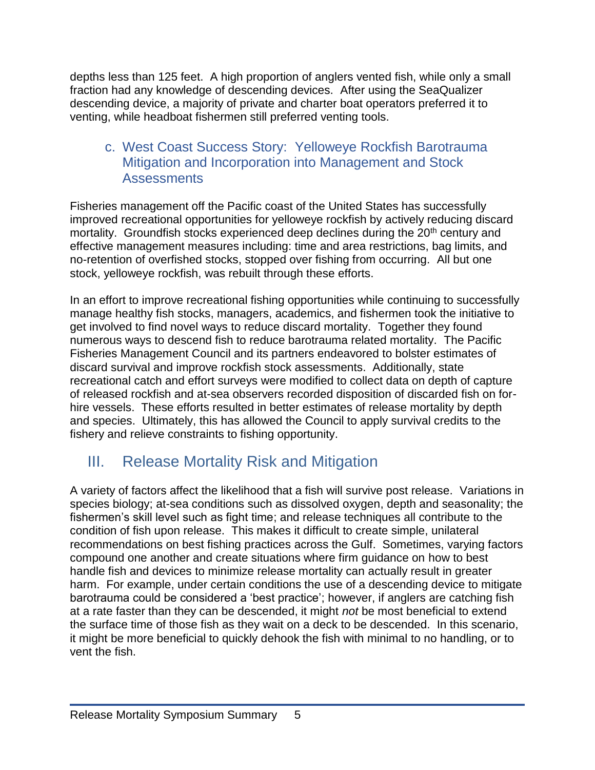depths less than 125 feet. A high proportion of anglers vented fish, while only a small fraction had any knowledge of descending devices. After using the SeaQualizer descending device, a majority of private and charter boat operators preferred it to venting, while headboat fishermen still preferred venting tools.

### c. West Coast Success Story: Yelloweye Rockfish Barotrauma Mitigation and Incorporation into Management and Stock Assessments

Fisheries management off the Pacific coast of the United States has successfully improved recreational opportunities for yelloweye rockfish by actively reducing discard mortality. Groundfish stocks experienced deep declines during the 20th century and effective management measures including: time and area restrictions, bag limits, and no-retention of overfished stocks, stopped over fishing from occurring. All but one stock, yelloweye rockfish, was rebuilt through these efforts.

In an effort to improve recreational fishing opportunities while continuing to successfully manage healthy fish stocks, managers, academics, and fishermen took the initiative to get involved to find novel ways to reduce discard mortality. Together they found numerous ways to descend fish to reduce barotrauma related mortality. The Pacific Fisheries Management Council and its partners endeavored to bolster estimates of discard survival and improve rockfish stock assessments. Additionally, state recreational catch and effort surveys were modified to collect data on depth of capture of released rockfish and at-sea observers recorded disposition of discarded fish on for-hire vessels. These efforts resulted in better estimates of release mortality by depth and species. Ultimately, this has allowed the Council to apply survival credits to the fishery and relieve constraints to fishing opportunity.

## III. Release Mortality Risk and Mitigation

A variety of factors affect the likelihood that a fish will survive post release. Variations in species biology; at-sea conditions such as dissolved oxygen, depth and seasonality; the fishermen's skill level such as fight time; and release techniques all contribute to the condition of fish upon release. This makes it difficult to create simple, unilateral recommendations on best fishing practices across the Gulf. Sometimes, varying factors compound one another and create situations where firm guidance on how to best handle fish and devices to minimize release mortality can actually result in greater harm. For example, under certain conditions the use of a descending device to mitigate barotrauma could be considered a 'best practice'; however, if anglers are catching fish at a rate faster than they can be descended, it might *not* be most beneficial to extend the surface time of those fish as they wait on a deck to be descended. In this scenario, it might be more beneficial to quickly dehook the fish with minimal to no handling, or to vent the fish.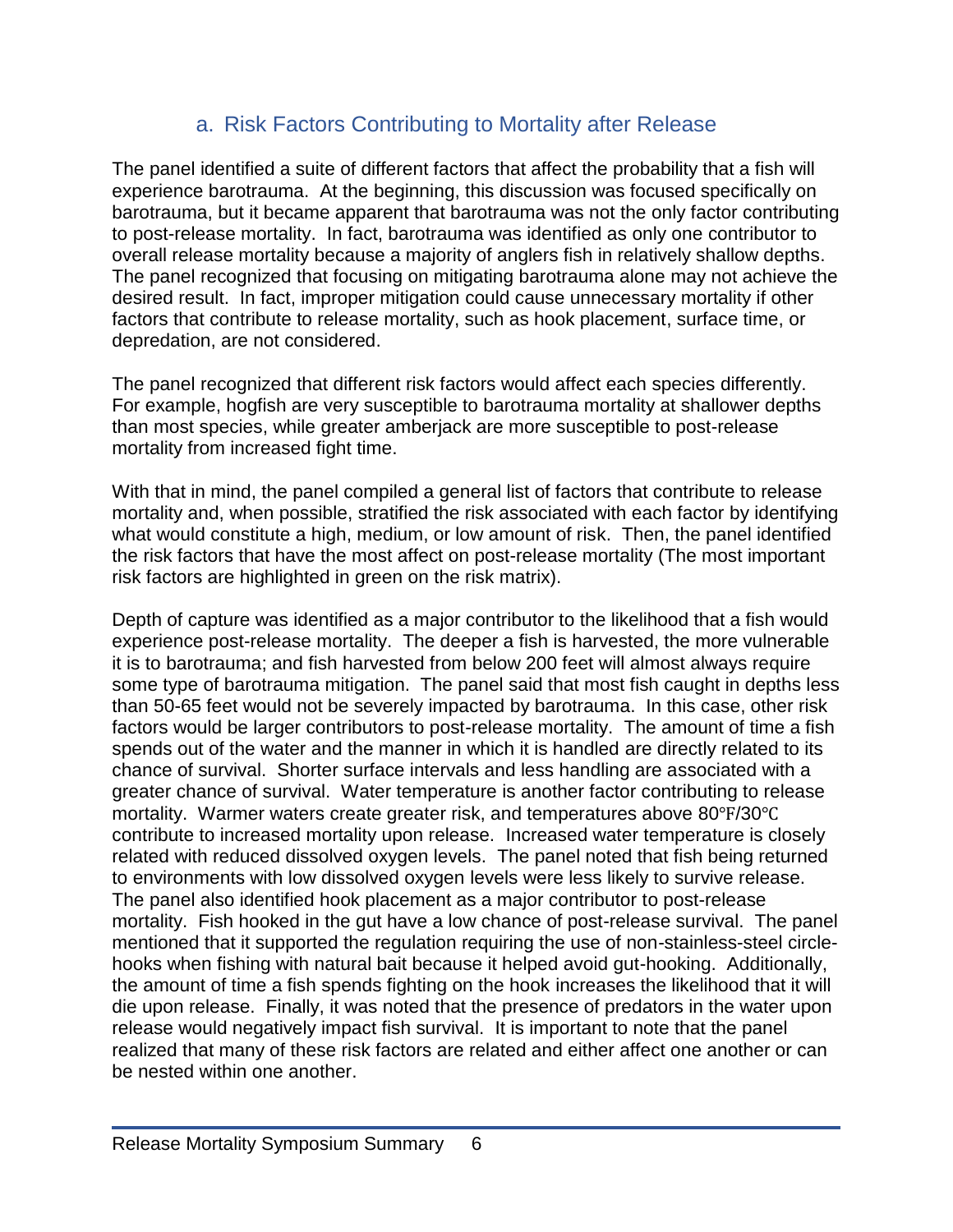### a. Risk Factors Contributing to Mortality after Release

The panel identified a suite of different factors that affect the probability that a fish will experience barotrauma. At the beginning, this discussion was focused specifically on barotrauma, but it became apparent that barotrauma was not the only factor contributing to post-release mortality. In fact, barotrauma was identified as only one contributor to overall release mortality because a majority of anglers fish in relatively shallow depths. The panel recognized that focusing on mitigating barotrauma alone may not achieve the desired result. In fact, improper mitigation could cause unnecessary mortality if other factors that contribute to release mortality, such as hook placement, surface time, or depredation, are not considered.

The panel recognized that different risk factors would affect each species differently. For example, hogfish are very susceptible to barotrauma mortality at shallower depths than most species, while greater amberjack are more susceptible to post-release mortality from increased fight time.

With that in mind, the panel compiled a general list of factors that contribute to release mortality and, when possible, stratified the risk associated with each factor by identifying what would constitute a high, medium, or low amount of risk. Then, the panel identified the risk factors that have the most affect on post-release mortality (The most important risk factors are highlighted in green on the risk matrix).

Depth of capture was identified as a major contributor to the likelihood that a fish would experience post-release mortality. The deeper a fish is harvested, the more vulnerable it is to barotrauma; and fish harvested from below 200 feet will almost always require some type of barotrauma mitigation. The panel said that most fish caught in depths less than 50-65 feet would not be severely impacted by barotrauma. In this case, other risk factors would be larger contributors to post-release mortality. The amount of time a fish spends out of the water and the manner in which it is handled are directly related to its chance of survival. Shorter surface intervals and less handling are associated with a greater chance of survival. Water temperature is another factor contributing to release mortality. Warmer waters create greater risk, and temperatures above 80℉/30℃ contribute to increased mortality upon release. Increased water temperature is closely related with reduced dissolved oxygen levels. The panel noted that fish being returned to environments with low dissolved oxygen levels were less likely to survive release. The panel also identified hook placement as a major contributor to post-release mortality. Fish hooked in the gut have a low chance of post-release survival. The panel mentioned that it supported the regulation requiring the use of non-stainless-steel circle-hooks when fishing with natural bait because it helped avoid gut-hooking. Additionally, the amount of time a fish spends fighting on the hook increases the likelihood that it will die upon release. Finally, it was noted that the presence of predators in the water upon release would negatively impact fish survival. It is important to note that the panel realized that many of these risk factors are related and either affect one another or can be nested within one another.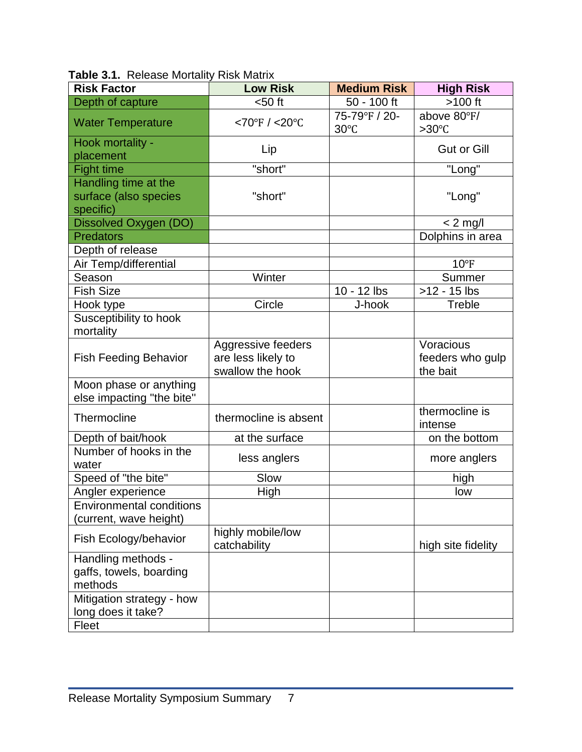**Table 3.1.** Release Mortality Risk Matrix

| Risk Factor | Low Risk | Medium Risk | High Risk |
|---|---|---|---|
| Depth of capture | <50 ft | 50 - 100 ft | >100 ft |
| Water Temperature | <70℉ / <20℃ | 75-79℉ / 20-30℃ | above 80℉/ >30℃ |
| Hook mortality - placement | Lip | | Gut or Gill |
| Fight time | "short" | | "Long" |
| Handling time at the surface (also species specific) | "short" | | "Long" |
| Dissolved Oxygen (DO) | | | < 2 mg/l |
| Predators | | | Dolphins in area |
| Depth of release | | | |
| Air Temp/differential | | | 10℉ |
| Season | Winter | | Summer |
| Fish Size | | 10 - 12 lbs | >12 - 15 lbs |
| Hook type | Circle | J-hook | Treble |
| Susceptibility to hook mortality | | | |
| Fish Feeding Behavior | Aggressive feeders are less likely to swallow the hook | | Voracious feeders who gulp the bait |
| Moon phase or anything else impacting "the bite" | | | |
| Thermocline | thermocline is absent | | thermocline is intense |
| Depth of bait/hook | at the surface | | on the bottom |
| Number of hooks in the water | less anglers | | more anglers |
| Speed of "the bite" | Slow | | high |
| Angler experience | High | | low |
| Environmental conditions (current, wave height) | | | |
| Fish Ecology/behavior | highly mobile/low catchability | | high site fidelity |
| Handling methods - gaffs, towels, boarding methods | | | |
| Mitigation strategy - how long does it take? | | | |
| Fleet | | | |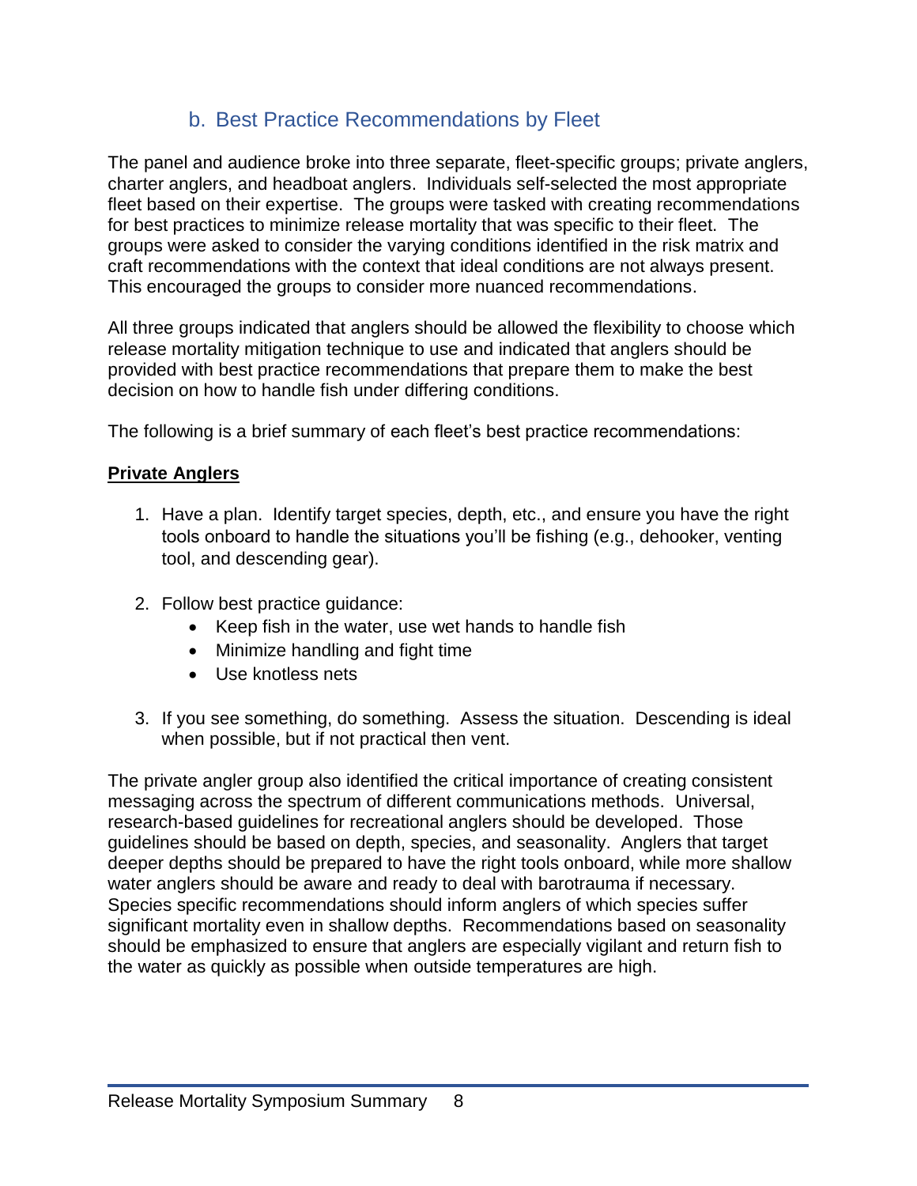## b. Best Practice Recommendations by Fleet

The panel and audience broke into three separate, fleet-specific groups; private anglers, charter anglers, and headboat anglers. Individuals self-selected the most appropriate fleet based on their expertise. The groups were tasked with creating recommendations for best practices to minimize release mortality that was specific to their fleet. The groups were asked to consider the varying conditions identified in the risk matrix and craft recommendations with the context that ideal conditions are not always present. This encouraged the groups to consider more nuanced recommendations.

All three groups indicated that anglers should be allowed the flexibility to choose which release mortality mitigation technique to use and indicated that anglers should be provided with best practice recommendations that prepare them to make the best decision on how to handle fish under differing conditions.

The following is a brief summary of each fleet's best practice recommendations:

**Private Anglers**

1. Have a plan. Identify target species, depth, etc., and ensure you have the right tools onboard to handle the situations you'll be fishing (e.g., dehooker, venting tool, and descending gear).

2. Follow best practice guidance:
   - Keep fish in the water, use wet hands to handle fish
   - Minimize handling and fight time
   - Use knotless nets

3. If you see something, do something. Assess the situation. Descending is ideal when possible, but if not practical then vent.

The private angler group also identified the critical importance of creating consistent messaging across the spectrum of different communications methods. Universal, research-based guidelines for recreational anglers should be developed. Those guidelines should be based on depth, species, and seasonality. Anglers that target deeper depths should be prepared to have the right tools onboard, while more shallow water anglers should be aware and ready to deal with barotrauma if necessary. Species specific recommendations should inform anglers of which species suffer significant mortality even in shallow depths. Recommendations based on seasonality should be emphasized to ensure that anglers are especially vigilant and return fish to the water as quickly as possible when outside temperatures are high.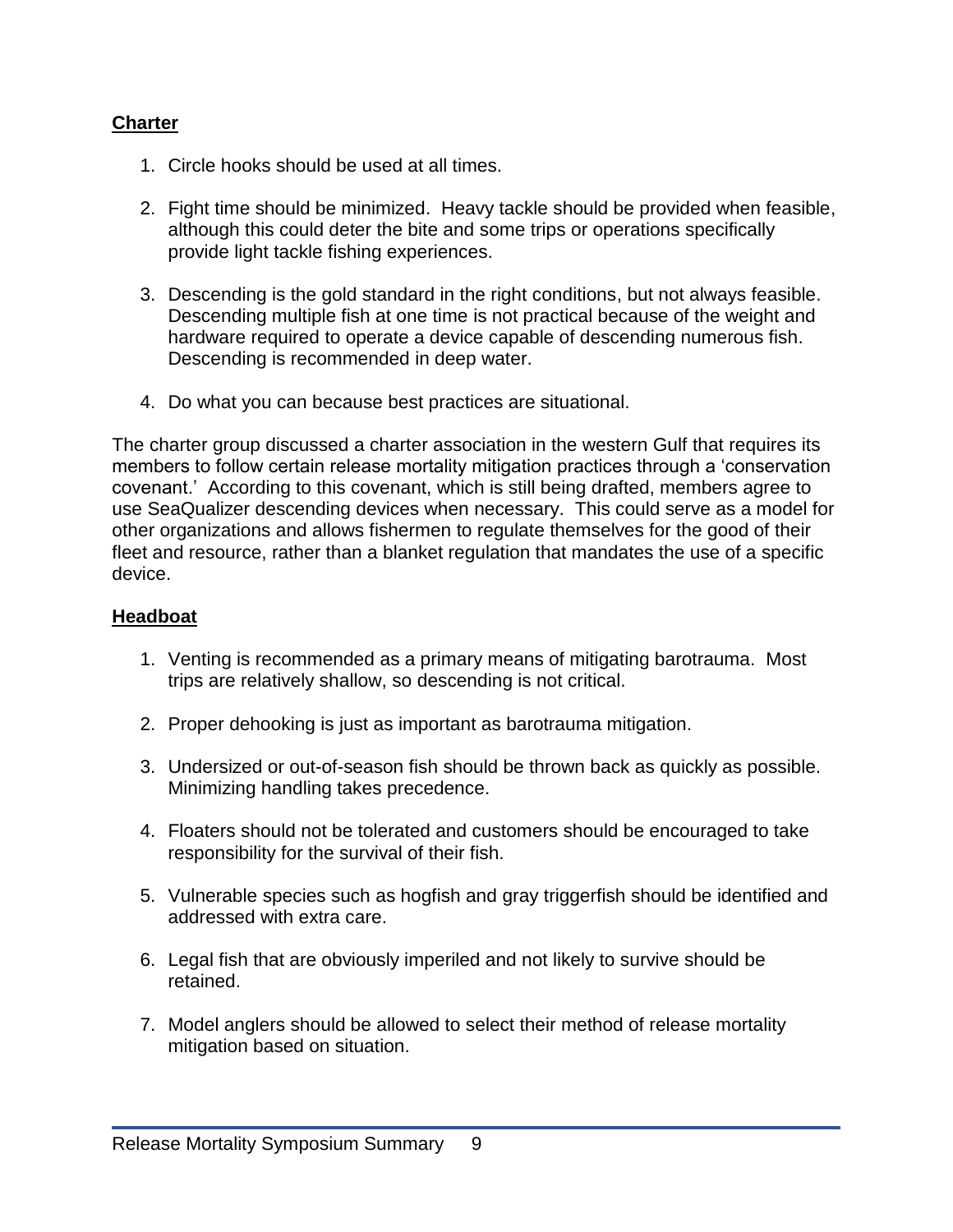**Charter**

1. Circle hooks should be used at all times.

2. Fight time should be minimized. Heavy tackle should be provided when feasible, although this could deter the bite and some trips or operations specifically provide light tackle fishing experiences.

3. Descending is the gold standard in the right conditions, but not always feasible. Descending multiple fish at one time is not practical because of the weight and hardware required to operate a device capable of descending numerous fish. Descending is recommended in deep water.

4. Do what you can because best practices are situational.

The charter group discussed a charter association in the western Gulf that requires its members to follow certain release mortality mitigation practices through a 'conservation covenant.' According to this covenant, which is still being drafted, members agree to use SeaQualizer descending devices when necessary. This could serve as a model for other organizations and allows fishermen to regulate themselves for the good of their fleet and resource, rather than a blanket regulation that mandates the use of a specific device.

**Headboat**

1. Venting is recommended as a primary means of mitigating barotrauma. Most trips are relatively shallow, so descending is not critical.

2. Proper dehooking is just as important as barotrauma mitigation.

3. Undersized or out-of-season fish should be thrown back as quickly as possible. Minimizing handling takes precedence.

4. Floaters should not be tolerated and customers should be encouraged to take responsibility for the survival of their fish.

5. Vulnerable species such as hogfish and gray triggerfish should be identified and addressed with extra care.

6. Legal fish that are obviously imperiled and not likely to survive should be retained.

7. Model anglers should be allowed to select their method of release mortality mitigation based on situation.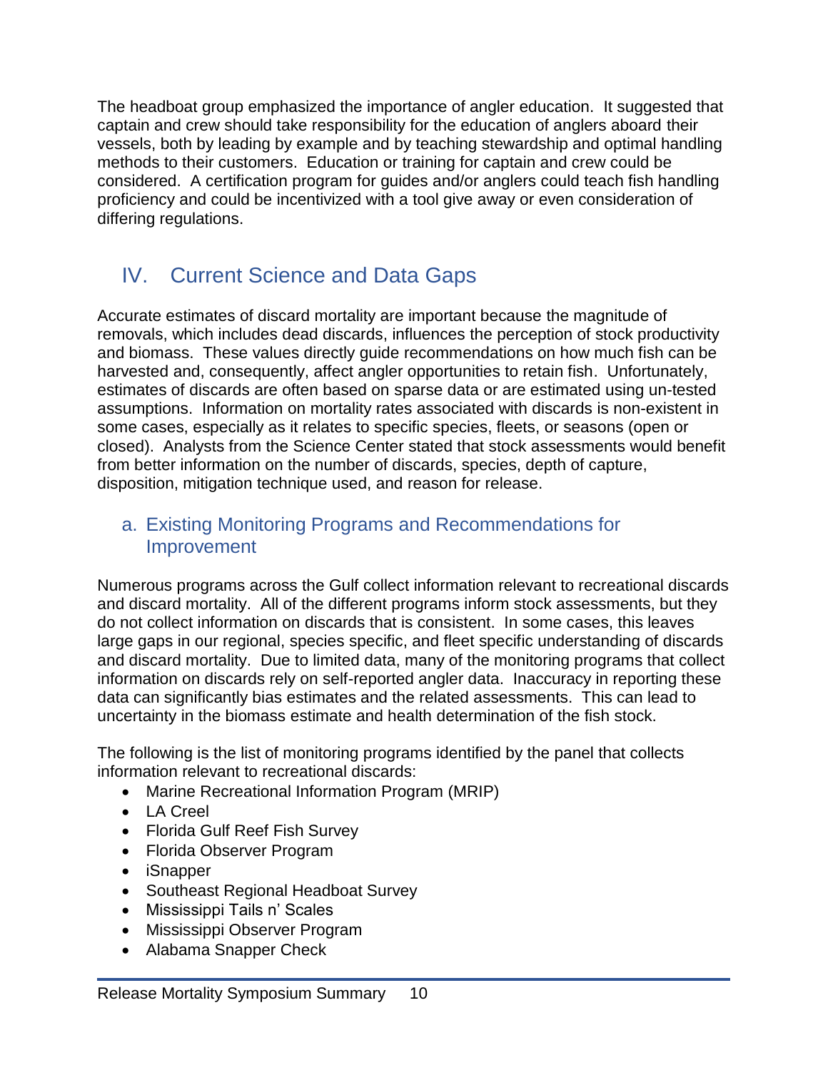The headboat group emphasized the importance of angler education. It suggested that captain and crew should take responsibility for the education of anglers aboard their vessels, both by leading by example and by teaching stewardship and optimal handling methods to their customers. Education or training for captain and crew could be considered. A certification program for guides and/or anglers could teach fish handling proficiency and could be incentivized with a tool give away or even consideration of differing regulations.

# IV. Current Science and Data Gaps

Accurate estimates of discard mortality are important because the magnitude of removals, which includes dead discards, influences the perception of stock productivity and biomass. These values directly guide recommendations on how much fish can be harvested and, consequently, affect angler opportunities to retain fish. Unfortunately, estimates of discards are often based on sparse data or are estimated using un-tested assumptions. Information on mortality rates associated with discards is non-existent in some cases, especially as it relates to specific species, fleets, or seasons (open or closed). Analysts from the Science Center stated that stock assessments would benefit from better information on the number of discards, species, depth of capture, disposition, mitigation technique used, and reason for release.

## a. Existing Monitoring Programs and Recommendations for Improvement

Numerous programs across the Gulf collect information relevant to recreational discards and discard mortality. All of the different programs inform stock assessments, but they do not collect information on discards that is consistent. In some cases, this leaves large gaps in our regional, species specific, and fleet specific understanding of discards and discard mortality. Due to limited data, many of the monitoring programs that collect information on discards rely on self-reported angler data. Inaccuracy in reporting these data can significantly bias estimates and the related assessments. This can lead to uncertainty in the biomass estimate and health determination of the fish stock.

The following is the list of monitoring programs identified by the panel that collects information relevant to recreational discards:

- Marine Recreational Information Program (MRIP)
- LA Creel
- Florida Gulf Reef Fish Survey
- Florida Observer Program
- iSnapper
- Southeast Regional Headboat Survey
- Mississippi Tails n' Scales
- Mississippi Observer Program
- Alabama Snapper Check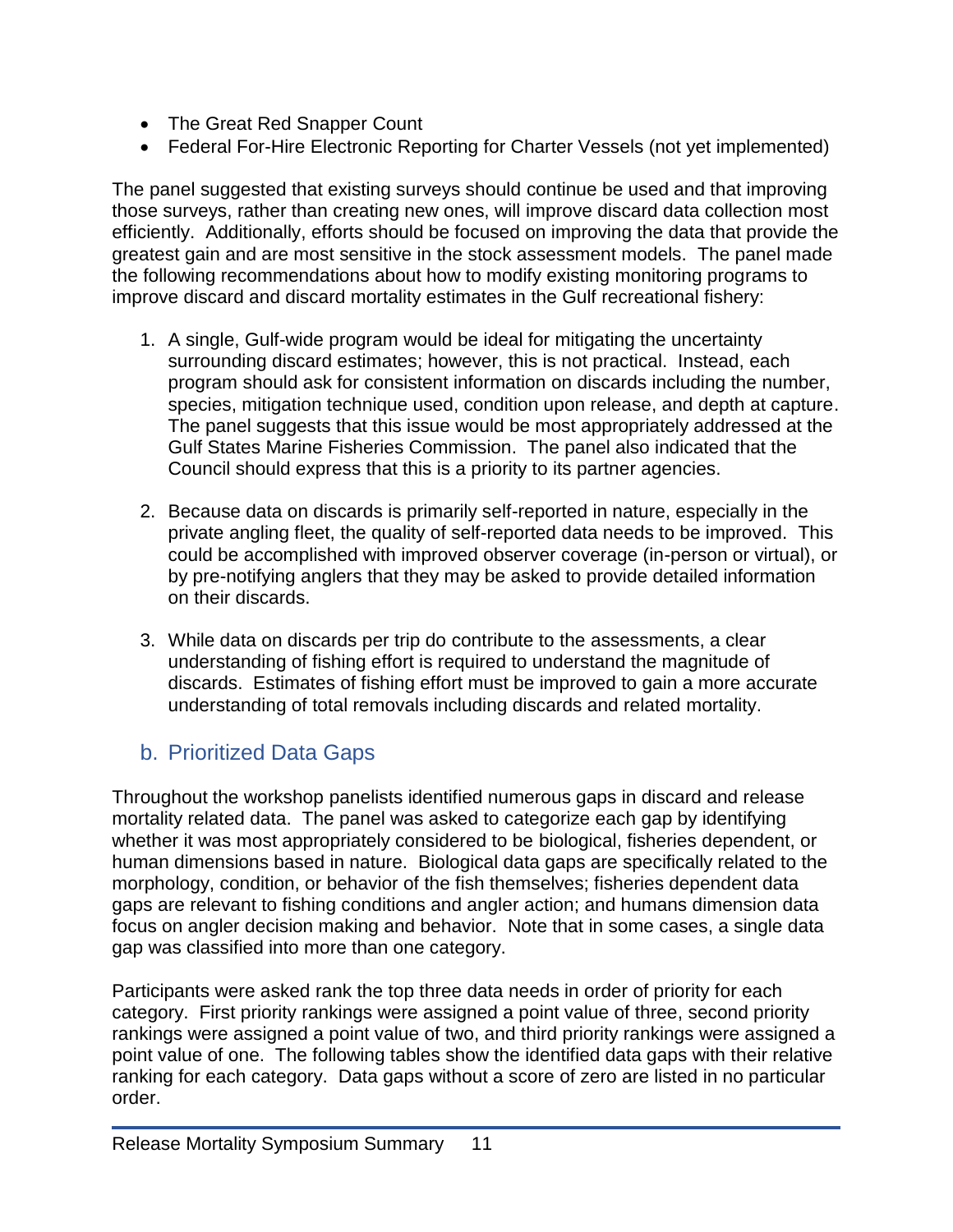- The Great Red Snapper Count
- Federal For-Hire Electronic Reporting for Charter Vessels (not yet implemented)

The panel suggested that existing surveys should continue be used and that improving those surveys, rather than creating new ones, will improve discard data collection most efficiently. Additionally, efforts should be focused on improving the data that provide the greatest gain and are most sensitive in the stock assessment models. The panel made the following recommendations about how to modify existing monitoring programs to improve discard and discard mortality estimates in the Gulf recreational fishery:

1. A single, Gulf-wide program would be ideal for mitigating the uncertainty surrounding discard estimates; however, this is not practical. Instead, each program should ask for consistent information on discards including the number, species, mitigation technique used, condition upon release, and depth at capture. The panel suggests that this issue would be most appropriately addressed at the Gulf States Marine Fisheries Commission. The panel also indicated that the Council should express that this is a priority to its partner agencies.

2. Because data on discards is primarily self-reported in nature, especially in the private angling fleet, the quality of self-reported data needs to be improved. This could be accomplished with improved observer coverage (in-person or virtual), or by pre-notifying anglers that they may be asked to provide detailed information on their discards.

3. While data on discards per trip do contribute to the assessments, a clear understanding of fishing effort is required to understand the magnitude of discards. Estimates of fishing effort must be improved to gain a more accurate understanding of total removals including discards and related mortality.

## b. Prioritized Data Gaps

Throughout the workshop panelists identified numerous gaps in discard and release mortality related data. The panel was asked to categorize each gap by identifying whether it was most appropriately considered to be biological, fisheries dependent, or human dimensions based in nature. Biological data gaps are specifically related to the morphology, condition, or behavior of the fish themselves; fisheries dependent data gaps are relevant to fishing conditions and angler action; and humans dimension data focus on angler decision making and behavior. Note that in some cases, a single data gap was classified into more than one category.

Participants were asked rank the top three data needs in order of priority for each category. First priority rankings were assigned a point value of three, second priority rankings were assigned a point value of two, and third priority rankings were assigned a point value of one. The following tables show the identified data gaps with their relative ranking for each category. Data gaps without a score of zero are listed in no particular order.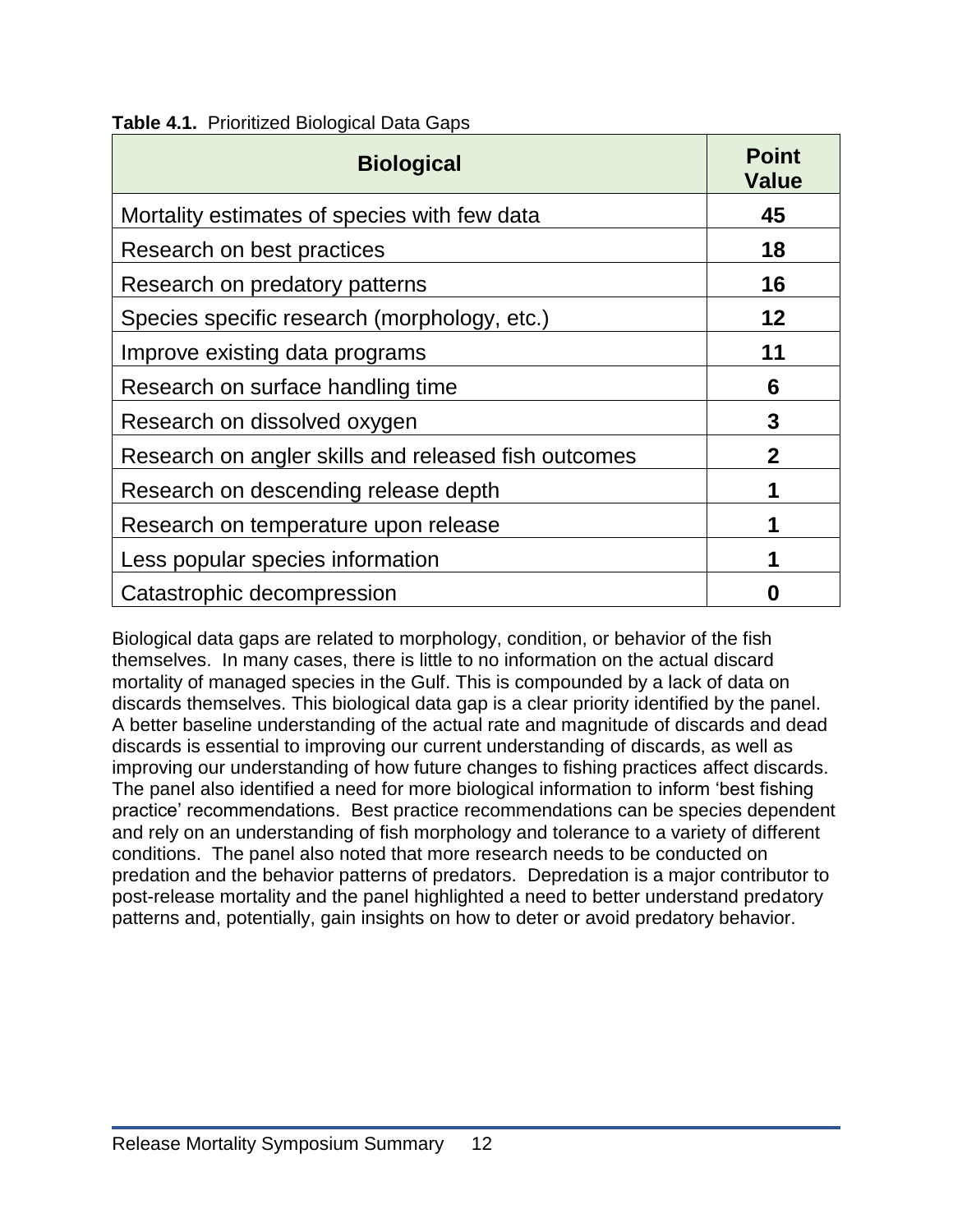**Table 4.1.** Prioritized Biological Data Gaps

| Biological | Point Value |
|---|---|
| Mortality estimates of species with few data | **45** |
| Research on best practices | **18** |
| Research on predatory patterns | **16** |
| Species specific research (morphology, etc.) | **12** |
| Improve existing data programs | **11** |
| Research on surface handling time | **6** |
| Research on dissolved oxygen | **3** |
| Research on angler skills and released fish outcomes | **2** |
| Research on descending release depth | **1** |
| Research on temperature upon release | **1** |
| Less popular species information | **1** |
| Catastrophic decompression | **0** |

Biological data gaps are related to morphology, condition, or behavior of the fish themselves. In many cases, there is little to no information on the actual discard mortality of managed species in the Gulf. This is compounded by a lack of data on discards themselves. This biological data gap is a clear priority identified by the panel. A better baseline understanding of the actual rate and magnitude of discards and dead discards is essential to improving our current understanding of discards, as well as improving our understanding of how future changes to fishing practices affect discards. The panel also identified a need for more biological information to inform 'best fishing practice' recommendations. Best practice recommendations can be species dependent and rely on an understanding of fish morphology and tolerance to a variety of different conditions. The panel also noted that more research needs to be conducted on predation and the behavior patterns of predators. Depredation is a major contributor to post-release mortality and the panel highlighted a need to better understand predatory patterns and, potentially, gain insights on how to deter or avoid predatory behavior.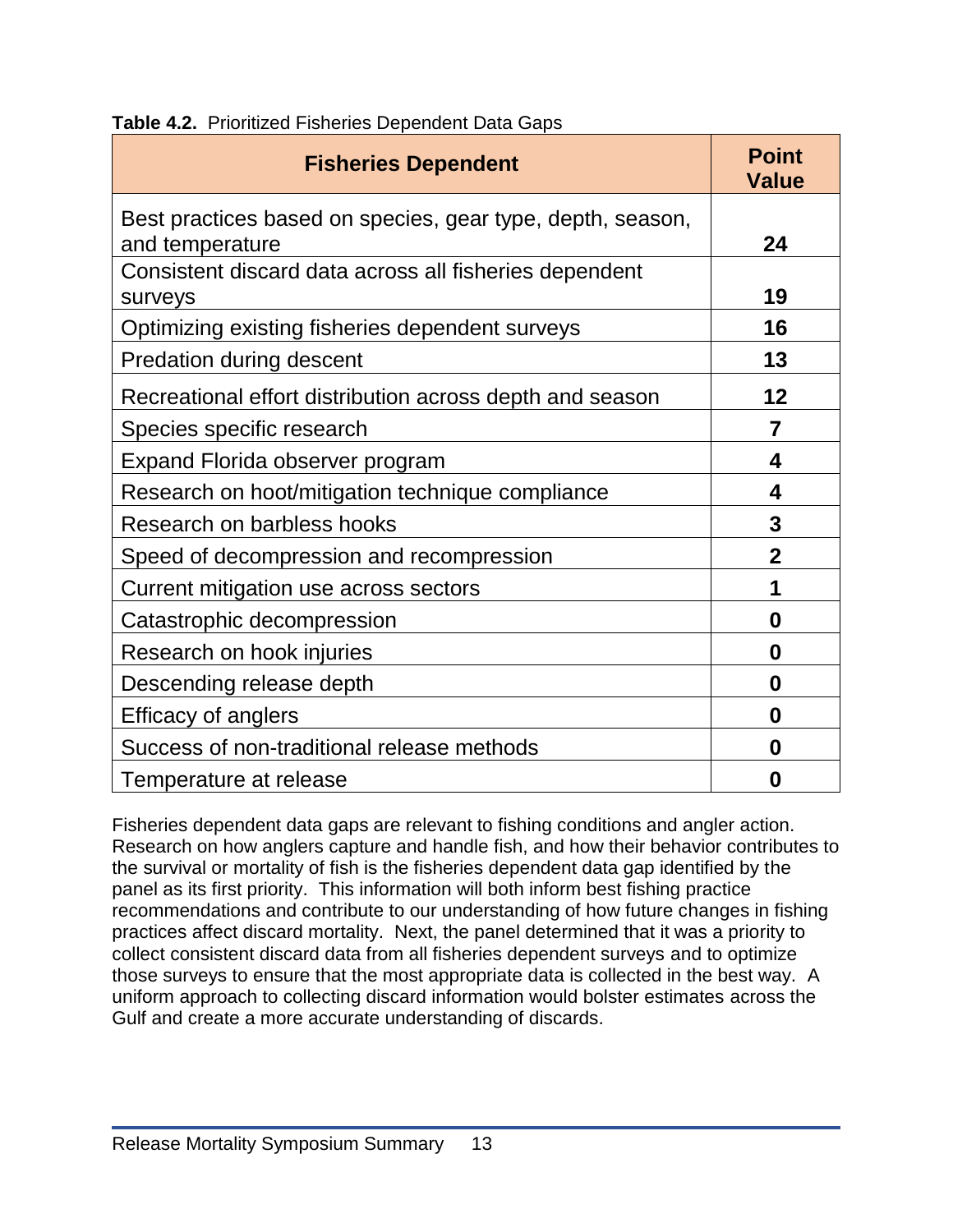**Table 4.2.** Prioritized Fisheries Dependent Data Gaps

| Fisheries Dependent | Point Value |
|---|---|
| Best practices based on species, gear type, depth, season, and temperature | **24** |
| Consistent discard data across all fisheries dependent surveys | **19** |
| Optimizing existing fisheries dependent surveys | **16** |
| Predation during descent | **13** |
| Recreational effort distribution across depth and season | **12** |
| Species specific research | **7** |
| Expand Florida observer program | **4** |
| Research on hoot/mitigation technique compliance | **4** |
| Research on barbless hooks | **3** |
| Speed of decompression and recompression | **2** |
| Current mitigation use across sectors | **1** |
| Catastrophic decompression | **0** |
| Research on hook injuries | **0** |
| Descending release depth | **0** |
| Efficacy of anglers | **0** |
| Success of non-traditional release methods | **0** |
| Temperature at release | **0** |

Fisheries dependent data gaps are relevant to fishing conditions and angler action. Research on how anglers capture and handle fish, and how their behavior contributes to the survival or mortality of fish is the fisheries dependent data gap identified by the panel as its first priority. This information will both inform best fishing practice recommendations and contribute to our understanding of how future changes in fishing practices affect discard mortality. Next, the panel determined that it was a priority to collect consistent discard data from all fisheries dependent surveys and to optimize those surveys to ensure that the most appropriate data is collected in the best way. A uniform approach to collecting discard information would bolster estimates across the Gulf and create a more accurate understanding of discards.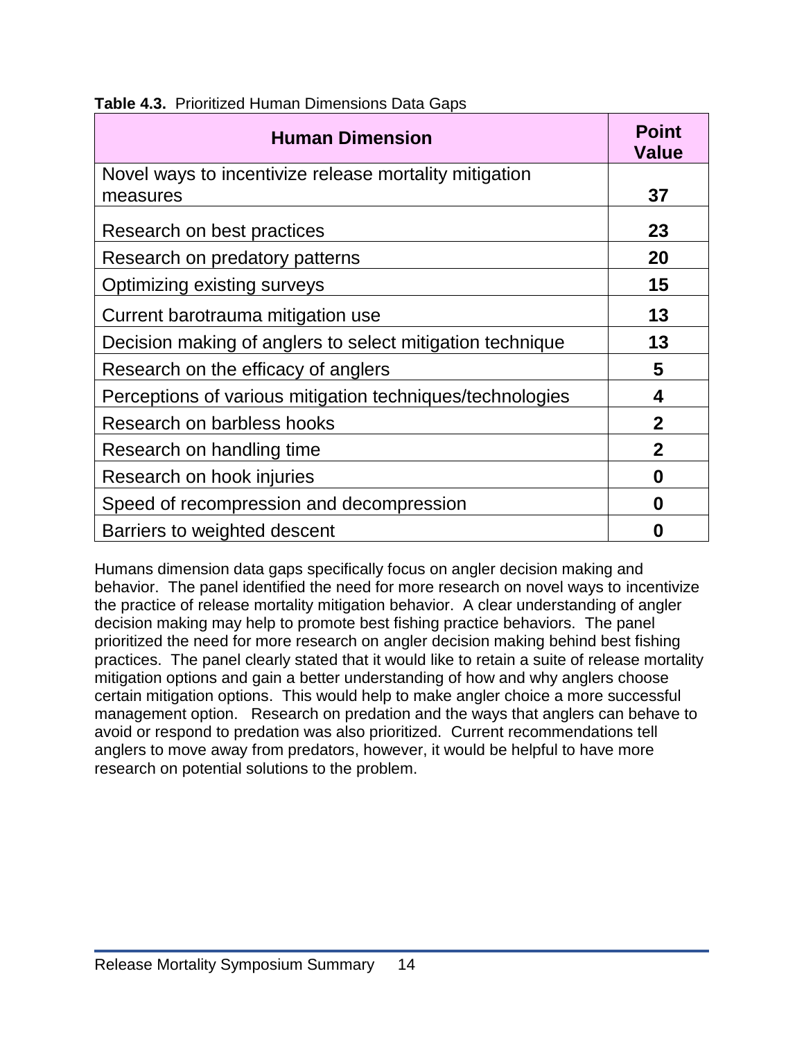**Table 4.3.** Prioritized Human Dimensions Data Gaps

| Human Dimension | Point Value |
|---|---|
| Novel ways to incentivize release mortality mitigation measures | **37** |
| Research on best practices | **23** |
| Research on predatory patterns | **20** |
| Optimizing existing surveys | **15** |
| Current barotrauma mitigation use | **13** |
| Decision making of anglers to select mitigation technique | **13** |
| Research on the efficacy of anglers | **5** |
| Perceptions of various mitigation techniques/technologies | **4** |
| Research on barbless hooks | **2** |
| Research on handling time | **2** |
| Research on hook injuries | **0** |
| Speed of recompression and decompression | **0** |
| Barriers to weighted descent | **0** |

Humans dimension data gaps specifically focus on angler decision making and behavior. The panel identified the need for more research on novel ways to incentivize the practice of release mortality mitigation behavior. A clear understanding of angler decision making may help to promote best fishing practice behaviors. The panel prioritized the need for more research on angler decision making behind best fishing practices. The panel clearly stated that it would like to retain a suite of release mortality mitigation options and gain a better understanding of how and why anglers choose certain mitigation options. This would help to make angler choice a more successful management option. Research on predation and the ways that anglers can behave to avoid or respond to predation was also prioritized. Current recommendations tell anglers to move away from predators, however, it would be helpful to have more research on potential solutions to the problem.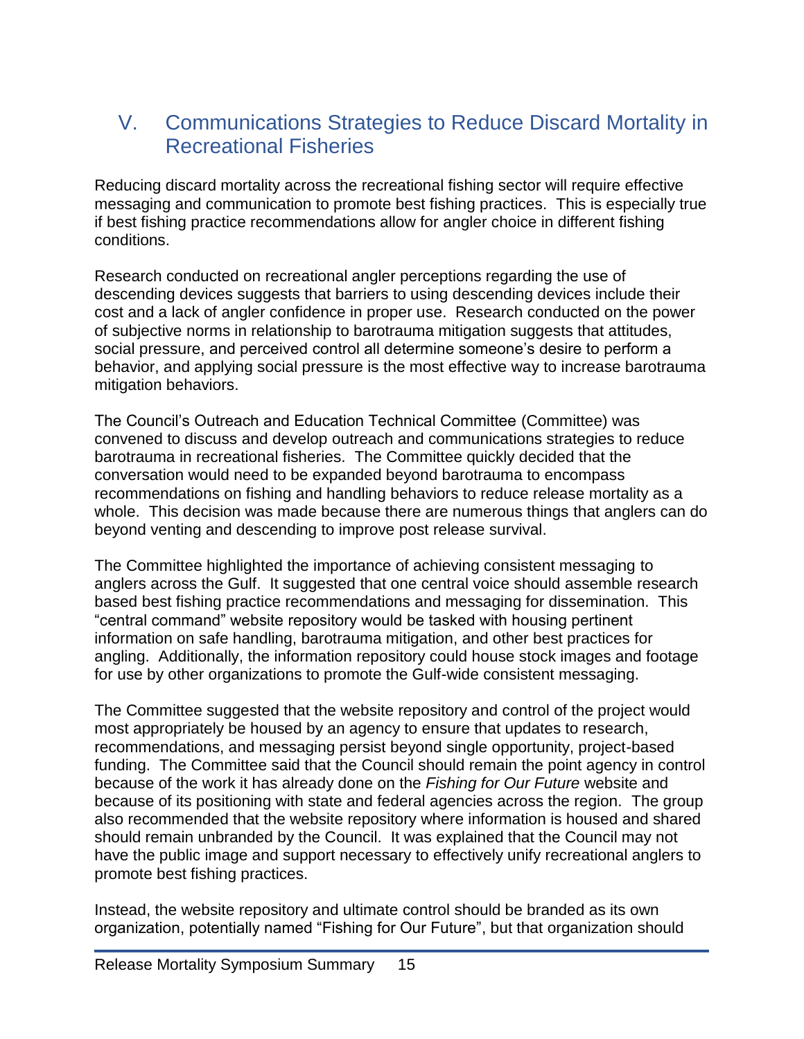## V. Communications Strategies to Reduce Discard Mortality in Recreational Fisheries

Reducing discard mortality across the recreational fishing sector will require effective messaging and communication to promote best fishing practices. This is especially true if best fishing practice recommendations allow for angler choice in different fishing conditions.

Research conducted on recreational angler perceptions regarding the use of descending devices suggests that barriers to using descending devices include their cost and a lack of angler confidence in proper use. Research conducted on the power of subjective norms in relationship to barotrauma mitigation suggests that attitudes, social pressure, and perceived control all determine someone's desire to perform a behavior, and applying social pressure is the most effective way to increase barotrauma mitigation behaviors.

The Council's Outreach and Education Technical Committee (Committee) was convened to discuss and develop outreach and communications strategies to reduce barotrauma in recreational fisheries. The Committee quickly decided that the conversation would need to be expanded beyond barotrauma to encompass recommendations on fishing and handling behaviors to reduce release mortality as a whole. This decision was made because there are numerous things that anglers can do beyond venting and descending to improve post release survival.

The Committee highlighted the importance of achieving consistent messaging to anglers across the Gulf. It suggested that one central voice should assemble research based best fishing practice recommendations and messaging for dissemination. This "central command" website repository would be tasked with housing pertinent information on safe handling, barotrauma mitigation, and other best practices for angling. Additionally, the information repository could house stock images and footage for use by other organizations to promote the Gulf-wide consistent messaging.

The Committee suggested that the website repository and control of the project would most appropriately be housed by an agency to ensure that updates to research, recommendations, and messaging persist beyond single opportunity, project-based funding. The Committee said that the Council should remain the point agency in control because of the work it has already done on the *Fishing for Our Future* website and because of its positioning with state and federal agencies across the region. The group also recommended that the website repository where information is housed and shared should remain unbranded by the Council. It was explained that the Council may not have the public image and support necessary to effectively unify recreational anglers to promote best fishing practices.

Instead, the website repository and ultimate control should be branded as its own organization, potentially named "Fishing for Our Future", but that organization should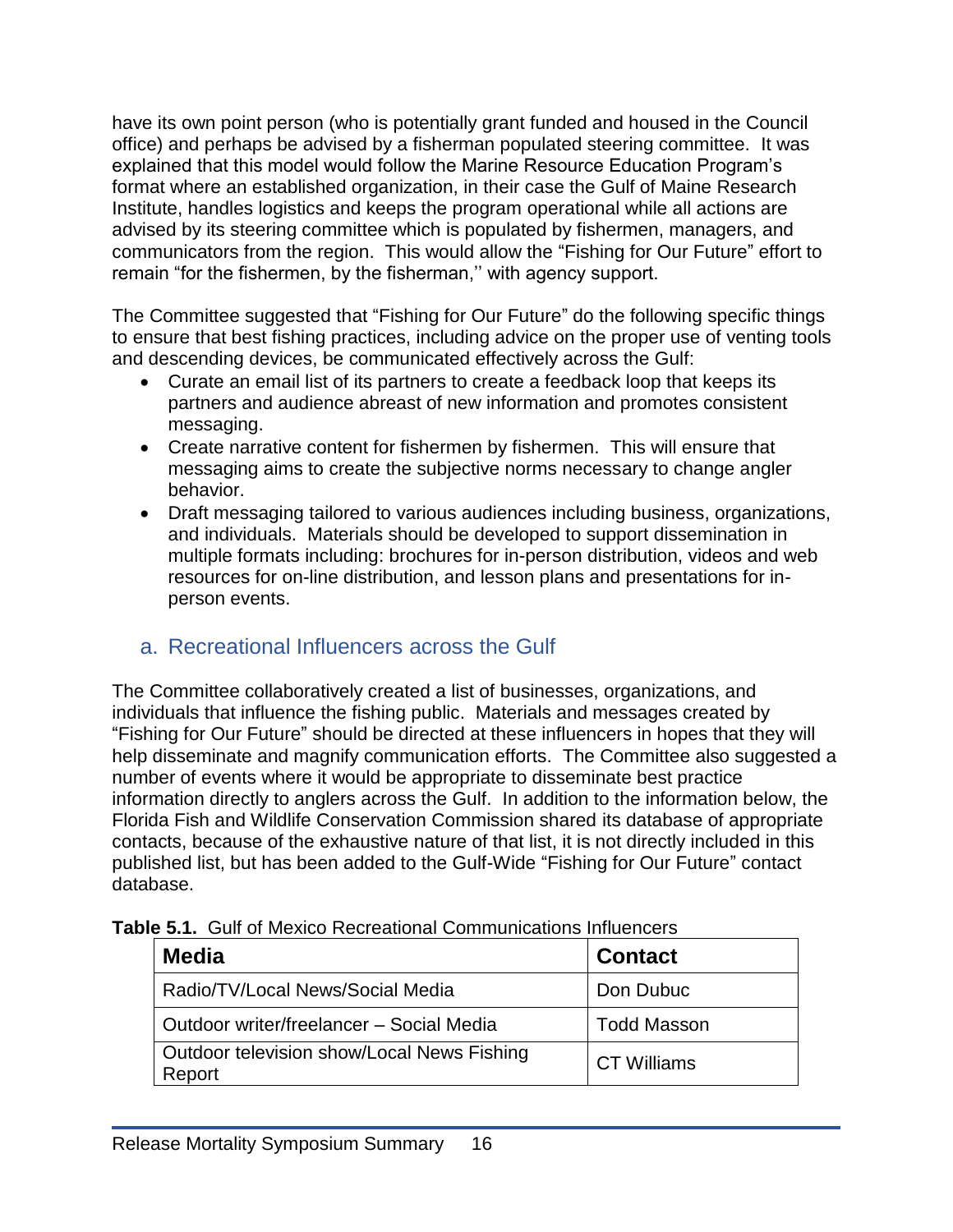have its own point person (who is potentially grant funded and housed in the Council office) and perhaps be advised by a fisherman populated steering committee. It was explained that this model would follow the Marine Resource Education Program's format where an established organization, in their case the Gulf of Maine Research Institute, handles logistics and keeps the program operational while all actions are advised by its steering committee which is populated by fishermen, managers, and communicators from the region. This would allow the "Fishing for Our Future" effort to remain "for the fishermen, by the fisherman,'' with agency support.

The Committee suggested that "Fishing for Our Future" do the following specific things to ensure that best fishing practices, including advice on the proper use of venting tools and descending devices, be communicated effectively across the Gulf:

- Curate an email list of its partners to create a feedback loop that keeps its partners and audience abreast of new information and promotes consistent messaging.
- Create narrative content for fishermen by fishermen. This will ensure that messaging aims to create the subjective norms necessary to change angler behavior.
- Draft messaging tailored to various audiences including business, organizations, and individuals. Materials should be developed to support dissemination in multiple formats including: brochures for in-person distribution, videos and web resources for on-line distribution, and lesson plans and presentations for in-person events.

## a. Recreational Influencers across the Gulf

The Committee collaboratively created a list of businesses, organizations, and individuals that influence the fishing public. Materials and messages created by "Fishing for Our Future" should be directed at these influencers in hopes that they will help disseminate and magnify communication efforts. The Committee also suggested a number of events where it would be appropriate to disseminate best practice information directly to anglers across the Gulf. In addition to the information below, the Florida Fish and Wildlife Conservation Commission shared its database of appropriate contacts, because of the exhaustive nature of that list, it is not directly included in this published list, but has been added to the Gulf-Wide "Fishing for Our Future" contact database.

**Table 5.1.** Gulf of Mexico Recreational Communications Influencers

| Media | Contact |
|---|---|
| Radio/TV/Local News/Social Media | Don Dubuc |
| Outdoor writer/freelancer – Social Media | Todd Masson |
| Outdoor television show/Local News Fishing Report | CT Williams |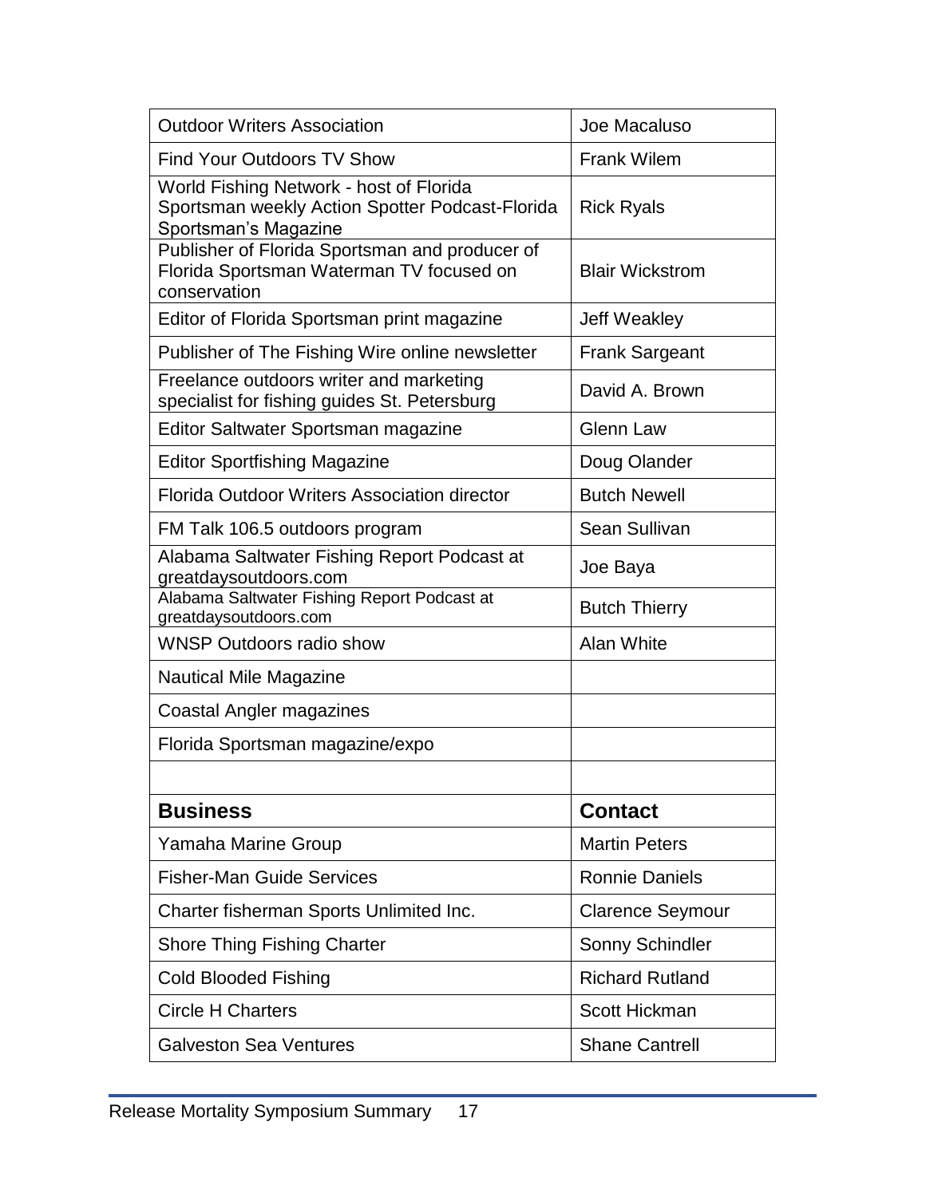| | |
|---|---|
| Outdoor Writers Association | Joe Macaluso |
| Find Your Outdoors TV Show | Frank Wilem |
| World Fishing Network - host of Florida Sportsman weekly Action Spotter Podcast-Florida Sportsman's Magazine | Rick Ryals |
| Publisher of Florida Sportsman and producer of Florida Sportsman Waterman TV focused on conservation | Blair Wickstrom |
| Editor of Florida Sportsman print magazine | Jeff Weakley |
| Publisher of The Fishing Wire online newsletter | Frank Sargeant |
| Freelance outdoors writer and marketing specialist for fishing guides St. Petersburg | David A. Brown |
| Editor Saltwater Sportsman magazine | Glenn Law |
| Editor Sportfishing Magazine | Doug Olander |
| Florida Outdoor Writers Association director | Butch Newell |
| FM Talk 106.5 outdoors program | Sean Sullivan |
| Alabama Saltwater Fishing Report Podcast at greatdaysoutdoors.com | Joe Baya |
| Alabama Saltwater Fishing Report Podcast at greatdaysoutdoors.com | Butch Thierry |
| WNSP Outdoors radio show | Alan White |
| Nautical Mile Magazine | |
| Coastal Angler magazines | |
| Florida Sportsman magazine/expo | |
| | |
| **Business** | **Contact** |
| Yamaha Marine Group | Martin Peters |
| Fisher-Man Guide Services | Ronnie Daniels |
| Charter fisherman Sports Unlimited Inc. | Clarence Seymour |
| Shore Thing Fishing Charter | Sonny Schindler |
| Cold Blooded Fishing | Richard Rutland |
| Circle H Charters | Scott Hickman |
| Galveston Sea Ventures | Shane Cantrell |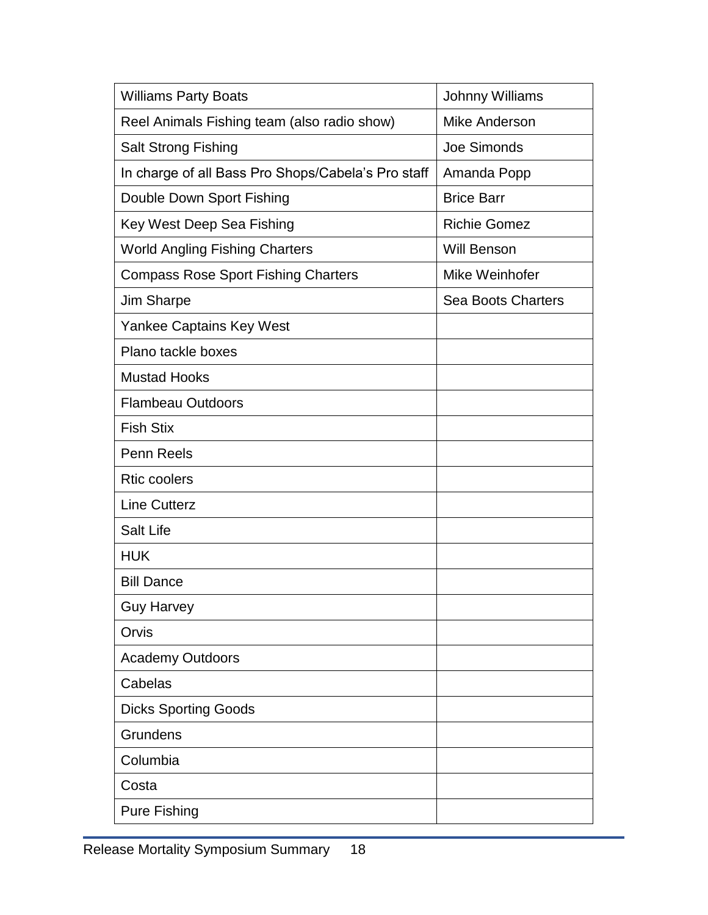| Williams Party Boats | Johnny Williams |
|---|---|
| Reel Animals Fishing team (also radio show) | Mike Anderson |
| Salt Strong Fishing | Joe Simonds |
| In charge of all Bass Pro Shops/Cabela's Pro staff | Amanda Popp |
| Double Down Sport Fishing | Brice Barr |
| Key West Deep Sea Fishing | Richie Gomez |
| World Angling Fishing Charters | Will Benson |
| Compass Rose Sport Fishing Charters | Mike Weinhofer |
| Jim Sharpe | Sea Boots Charters |
| Yankee Captains Key West | |
| Plano tackle boxes | |
| Mustad Hooks | |
| Flambeau Outdoors | |
| Fish Stix | |
| Penn Reels | |
| Rtic coolers | |
| Line Cutterz | |
| Salt Life | |
| HUK | |
| Bill Dance | |
| Guy Harvey | |
| Orvis | |
| Academy Outdoors | |
| Cabelas | |
| Dicks Sporting Goods | |
| Grundens | |
| Columbia | |
| Costa | |
| Pure Fishing | |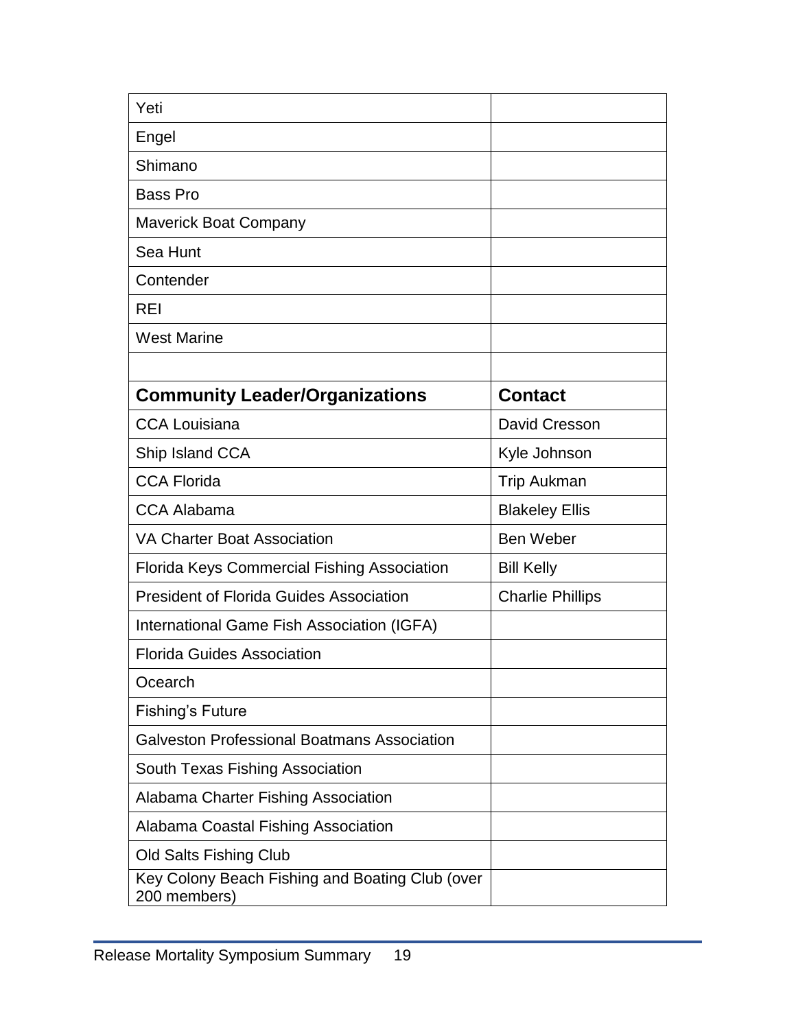| | |
|---|---|
| Yeti | |
| Engel | |
| Shimano | |
| Bass Pro | |
| Maverick Boat Company | |
| Sea Hunt | |
| Contender | |
| REI | |
| West Marine | |
| | |
| **Community Leader/Organizations** | **Contact** |
| CCA Louisiana | David Cresson |
| Ship Island CCA | Kyle Johnson |
| CCA Florida | Trip Aukman |
| CCA Alabama | Blakeley Ellis |
| VA Charter Boat Association | Ben Weber |
| Florida Keys Commercial Fishing Association | Bill Kelly |
| President of Florida Guides Association | Charlie Phillips |
| International Game Fish Association (IGFA) | |
| Florida Guides Association | |
| Ocearch | |
| Fishing's Future | |
| Galveston Professional Boatmans Association | |
| South Texas Fishing Association | |
| Alabama Charter Fishing Association | |
| Alabama Coastal Fishing Association | |
| Old Salts Fishing Club | |
| Key Colony Beach Fishing and Boating Club (over 200 members) | |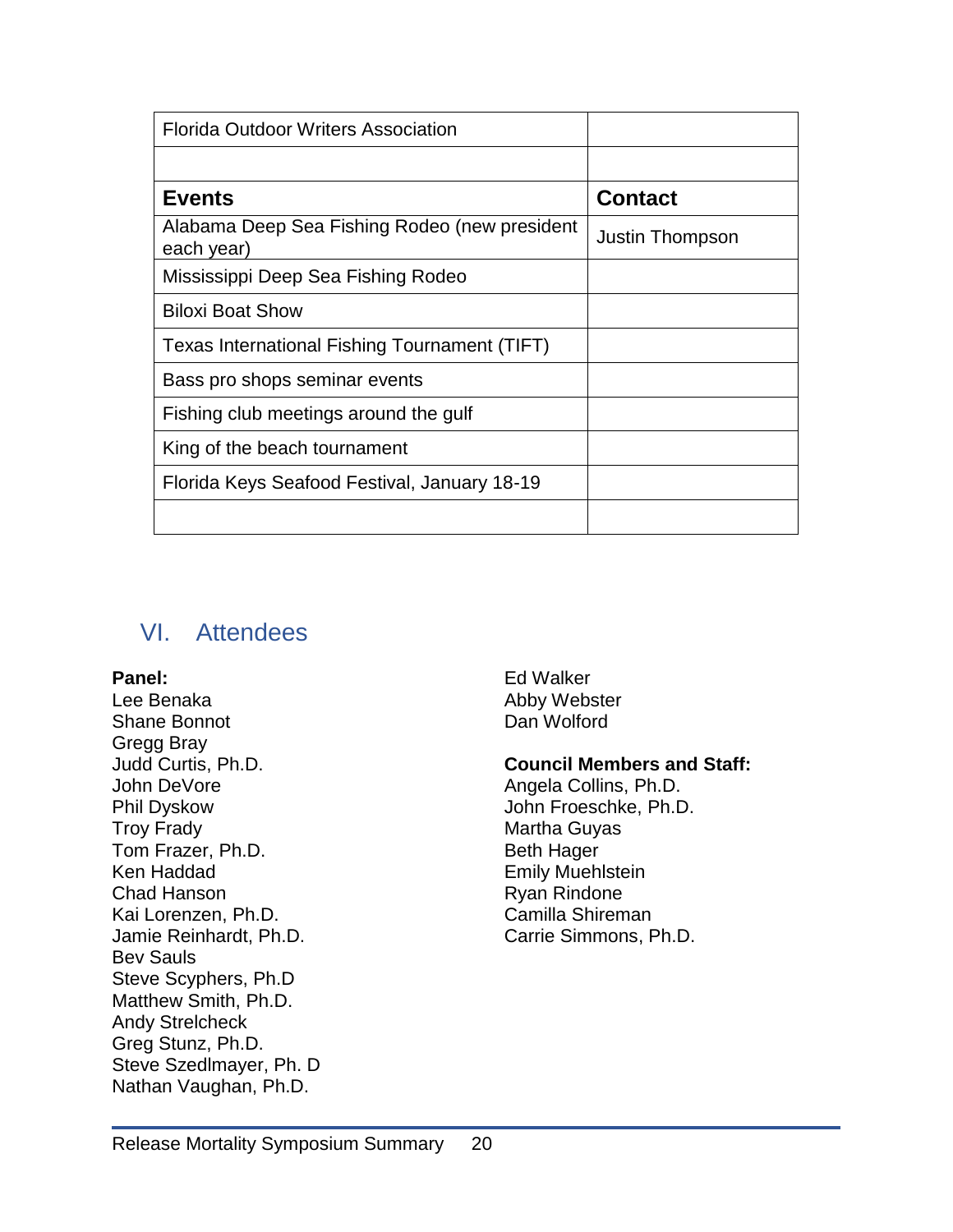| | |
|---|---|
| Florida Outdoor Writers Association | |
| | |
| **Events** | **Contact** |
| Alabama Deep Sea Fishing Rodeo (new president each year) | Justin Thompson |
| Mississippi Deep Sea Fishing Rodeo | |
| Biloxi Boat Show | |
| Texas International Fishing Tournament (TIFT) | |
| Bass pro shops seminar events | |
| Fishing club meetings around the gulf | |
| King of the beach tournament | |
| Florida Keys Seafood Festival, January 18-19 | |
| | |

## VI. Attendees

**Panel:**
Lee Benaka
Shane Bonnot
Gregg Bray
Judd Curtis, Ph.D.
John DeVore
Phil Dyskow
Troy Frady
Tom Frazer, Ph.D.
Ken Haddad
Chad Hanson
Kai Lorenzen, Ph.D.
Jamie Reinhardt, Ph.D.
Bev Sauls
Steve Scyphers, Ph.D
Matthew Smith, Ph.D.
Andy Strelcheck
Greg Stunz, Ph.D.
Steve Szedlmayer, Ph. D
Nathan Vaughan, Ph.D.
Ed Walker
Abby Webster
Dan Wolford

**Council Members and Staff:**
Angela Collins, Ph.D.
John Froeschke, Ph.D.
Martha Guyas
Beth Hager
Emily Muehlstein
Ryan Rindone
Camilla Shireman
Carrie Simmons, Ph.D.